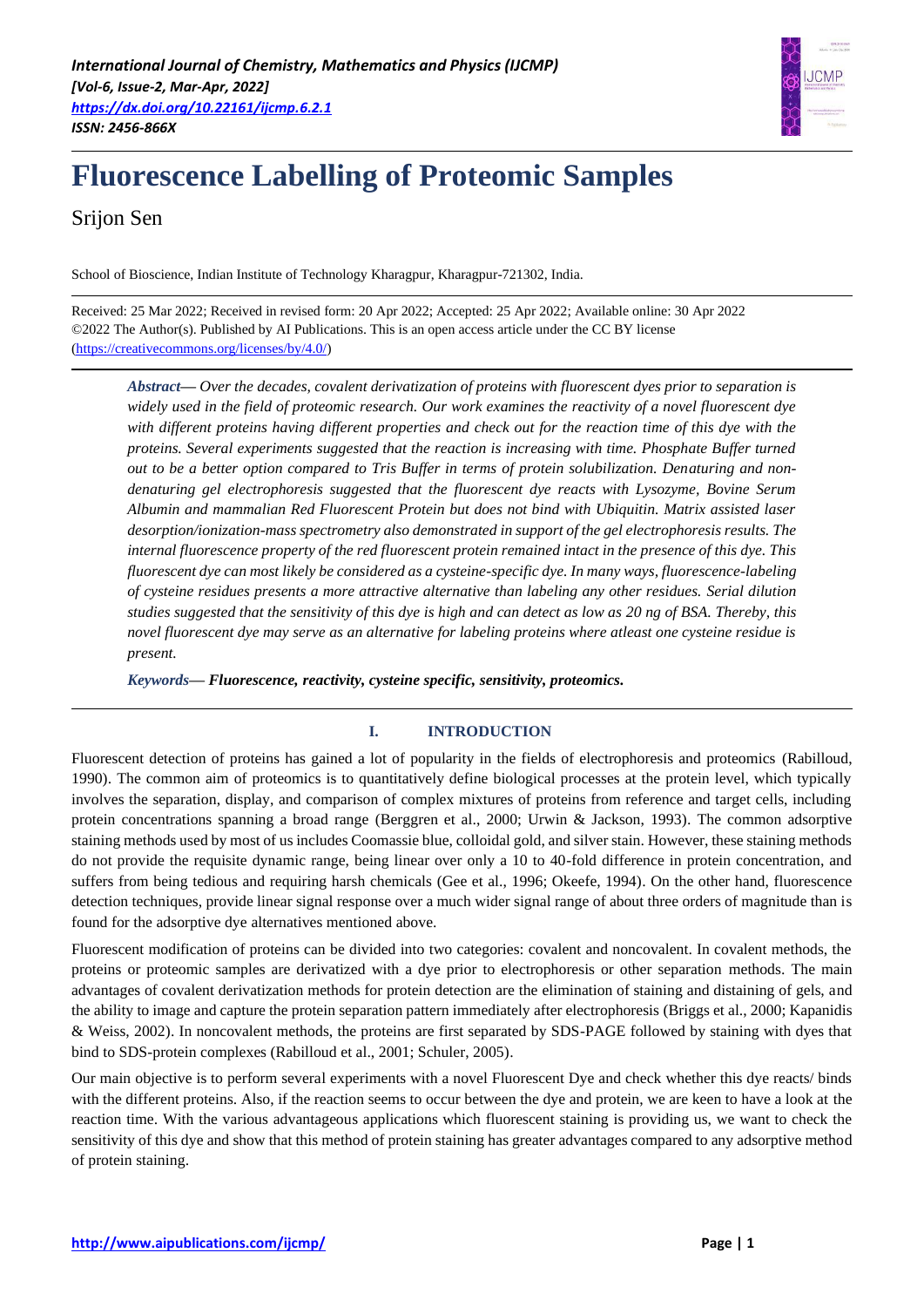# Fluorescence Labelling of Proteomic Samples

Srijon Sen

School of Bioscience, Indian Institute of Technology Kharagpur, Kharagpur-721302, India.

Received: 25 Mar 2022; Received in revised form: 20 Apr 2022; Accepted: 25 Apr 2022; Available online: 30 Apr 2022
©2022 The Author(s). Published by AI Publications. This is an open access article under the CC BY license (https://creativecommons.org/licenses/by/4.0/)

***Abstract—*** *Over the decades, covalent derivatization of proteins with fluorescent dyes prior to separation is widely used in the field of proteomic research. Our work examines the reactivity of a novel fluorescent dye with different proteins having different properties and check out for the reaction time of this dye with the proteins. Several experiments suggested that the reaction is increasing with time. Phosphate Buffer turned out to be a better option compared to Tris Buffer in terms of protein solubilization. Denaturing and non-denaturing gel electrophoresis suggested that the fluorescent dye reacts with Lysozyme, Bovine Serum Albumin and mammalian Red Fluorescent Protein but does not bind with Ubiquitin. Matrix assisted laser desorption/ionization-mass spectrometry also demonstrated in support of the gel electrophoresis results. The internal fluorescence property of the red fluorescent protein remained intact in the presence of this dye. This fluorescent dye can most likely be considered as a cysteine-specific dye. In many ways, fluorescence-labeling of cysteine residues presents a more attractive alternative than labeling any other residues. Serial dilution studies suggested that the sensitivity of this dye is high and can detect as low as 20 ng of BSA. Thereby, this novel fluorescent dye may serve as an alternative for labeling proteins where atleast one cysteine residue is present.*

***Keywords—*** ***Fluorescence, reactivity, cysteine specific, sensitivity, proteomics.***

## I. INTRODUCTION

Fluorescent detection of proteins has gained a lot of popularity in the fields of electrophoresis and proteomics (Rabilloud, 1990). The common aim of proteomics is to quantitatively define biological processes at the protein level, which typically involves the separation, display, and comparison of complex mixtures of proteins from reference and target cells, including protein concentrations spanning a broad range (Berggren et al., 2000; Urwin & Jackson, 1993). The common adsorptive staining methods used by most of us includes Coomassie blue, colloidal gold, and silver stain. However, these staining methods do not provide the requisite dynamic range, being linear over only a 10 to 40-fold difference in protein concentration, and suffers from being tedious and requiring harsh chemicals (Gee et al., 1996; Okeefe, 1994). On the other hand, fluorescence detection techniques, provide linear signal response over a much wider signal range of about three orders of magnitude than is found for the adsorptive dye alternatives mentioned above.

Fluorescent modification of proteins can be divided into two categories: covalent and noncovalent. In covalent methods, the proteins or proteomic samples are derivatized with a dye prior to electrophoresis or other separation methods. The main advantages of covalent derivatization methods for protein detection are the elimination of staining and distaining of gels, and the ability to image and capture the protein separation pattern immediately after electrophoresis (Briggs et al., 2000; Kapanidis & Weiss, 2002). In noncovalent methods, the proteins are first separated by SDS-PAGE followed by staining with dyes that bind to SDS-protein complexes (Rabilloud et al., 2001; Schuler, 2005).

Our main objective is to perform several experiments with a novel Fluorescent Dye and check whether this dye reacts/ binds with the different proteins. Also, if the reaction seems to occur between the dye and protein, we are keen to have a look at the reaction time. With the various advantageous applications which fluorescent staining is providing us, we want to check the sensitivity of this dye and show that this method of protein staining has greater advantages compared to any adsorptive method of protein staining.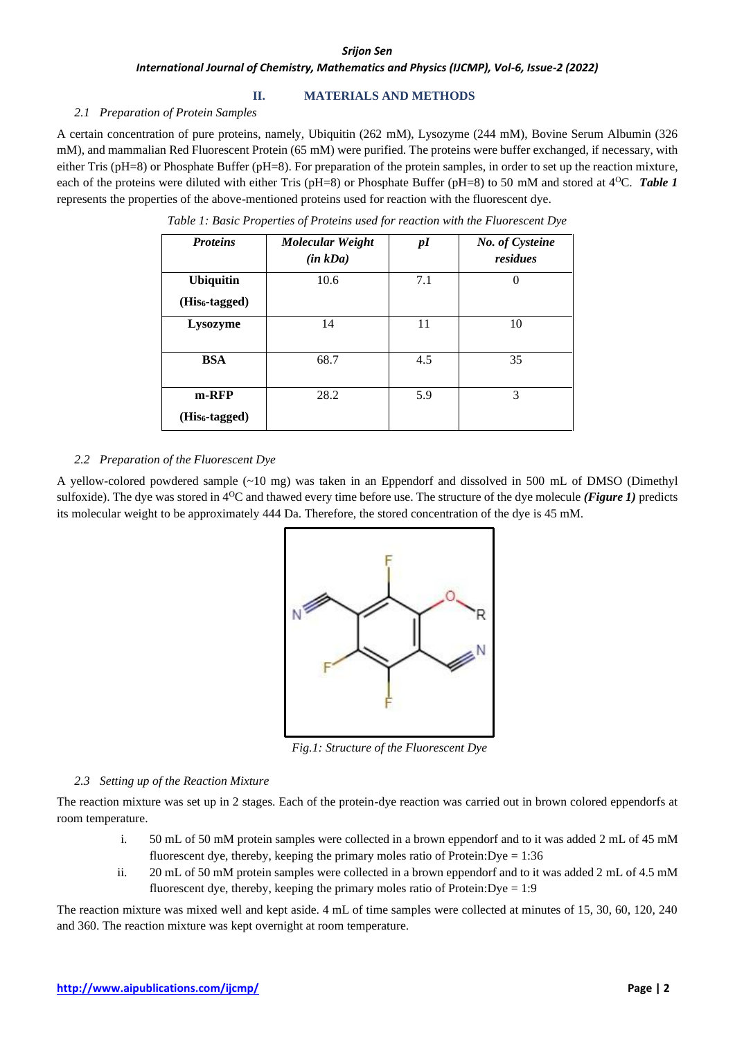## II. MATERIALS AND METHODS

### *2.1 Preparation of Protein Samples*

A certain concentration of pure proteins, namely, Ubiquitin (262 mM), Lysozyme (244 mM), Bovine Serum Albumin (326 mM), and mammalian Red Fluorescent Protein (65 mM) were purified. The proteins were buffer exchanged, if necessary, with either Tris (pH=8) or Phosphate Buffer (pH=8). For preparation of the protein samples, in order to set up the reaction mixture, each of the proteins were diluted with either Tris (pH=8) or Phosphate Buffer (pH=8) to 50 mM and stored at $4^{O}$C. ***Table 1*** represents the properties of the above-mentioned proteins used for reaction with the fluorescent dye.

*Table 1: Basic Properties of Proteins used for reaction with the Fluorescent Dye*

| ***Proteins*** | ***Molecular Weight (in kDa)*** | ***pI*** | ***No. of Cysteine residues*** |
|---|---|---|---|
| **Ubiquitin ($His_6$-tagged)** | 10.6 | 7.1 | 0 |
| **Lysozyme** | 14 | 11 | 10 |
| **BSA** | 68.7 | 4.5 | 35 |
| **m-RFP ($His_6$-tagged)** | 28.2 | 5.9 | 3 |

### *2.2 Preparation of the Fluorescent Dye*

A yellow-colored powdered sample (~10 mg) was taken in an Eppendorf and dissolved in 500 mL of DMSO (Dimethyl sulfoxide). The dye was stored in $4^{O}$C and thawed every time before use. The structure of the dye molecule ***(Figure 1)*** predicts its molecular weight to be approximately 444 Da. Therefore, the stored concentration of the dye is 45 mM.

*Fig.1: Structure of the Fluorescent Dye*

### *2.3 Setting up of the Reaction Mixture*

The reaction mixture was set up in 2 stages. Each of the protein-dye reaction was carried out in brown colored eppendorfs at room temperature.

i. 50 mL of 50 mM protein samples were collected in a brown eppendorf and to it was added 2 mL of 45 mM fluorescent dye, thereby, keeping the primary moles ratio of Protein:Dye = 1:36

ii. 20 mL of 50 mM protein samples were collected in a brown eppendorf and to it was added 2 mL of 4.5 mM fluorescent dye, thereby, keeping the primary moles ratio of Protein:Dye = 1:9

The reaction mixture was mixed well and kept aside. 4 mL of time samples were collected at minutes of 15, 30, 60, 120, 240 and 360. The reaction mixture was kept overnight at room temperature.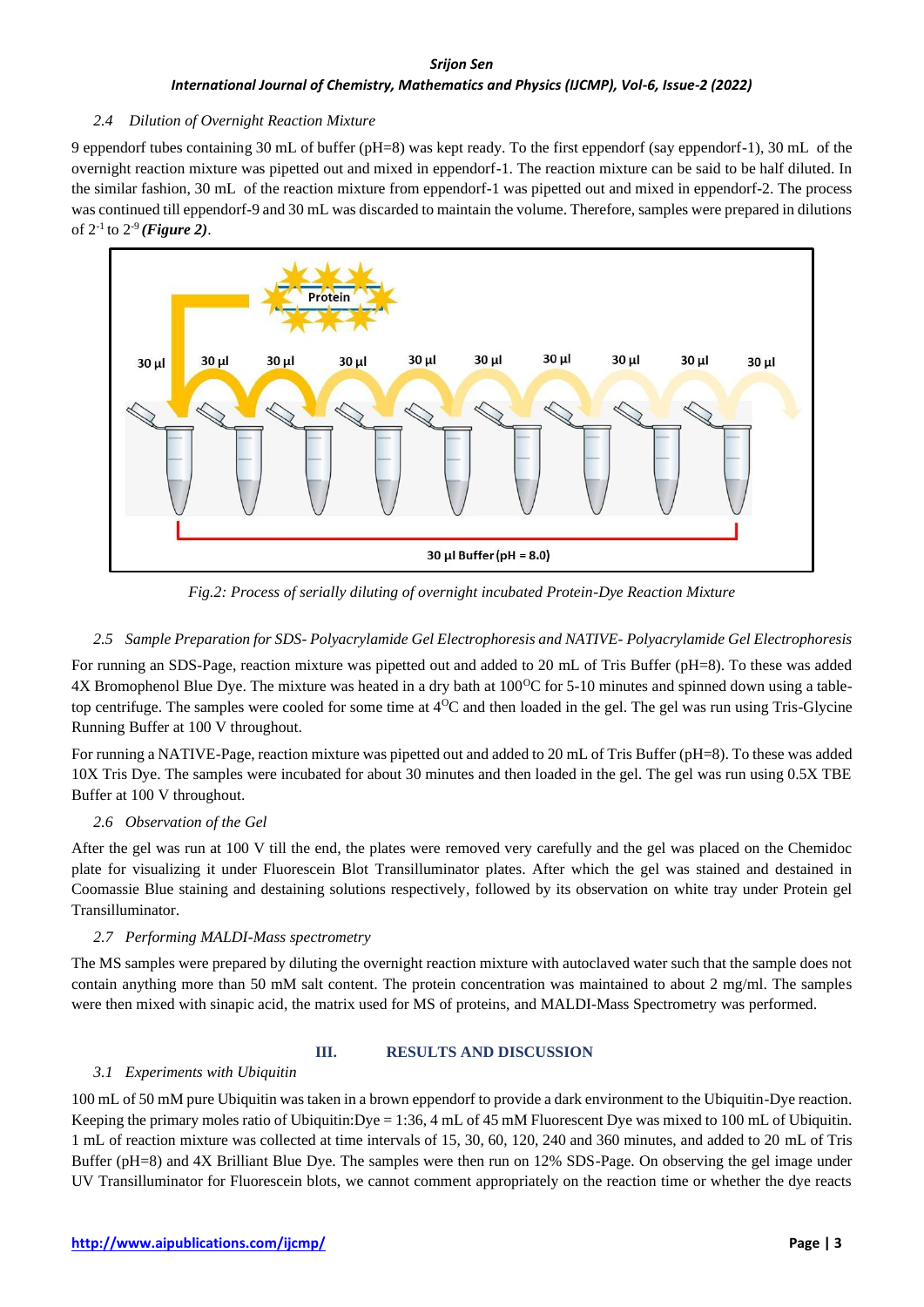*2.4 Dilution of Overnight Reaction Mixture*

9 eppendorf tubes containing 30 mL of buffer (pH=8) was kept ready. To the first eppendorf (say eppendorf-1), 30 mL of the overnight reaction mixture was pipetted out and mixed in eppendorf-1. The reaction mixture can be said to be half diluted. In the similar fashion, 30 mL of the reaction mixture from eppendorf-1 was pipetted out and mixed in eppendorf-2. The process was continued till eppendorf-9 and 30 mL was discarded to maintain the volume. Therefore, samples were prepared in dilutions of $2^{-1}$ to $2^{-9}$ ***(Figure 2)***.

*Fig.2: Process of serially diluting of overnight incubated Protein-Dye Reaction Mixture*

*2.5 Sample Preparation for SDS- Polyacrylamide Gel Electrophoresis and NATIVE- Polyacrylamide Gel Electrophoresis*

For running an SDS-Page, reaction mixture was pipetted out and added to 20 mL of Tris Buffer (pH=8). To these was added 4X Bromophenol Blue Dye. The mixture was heated in a dry bath at $100^{O}C$ for 5-10 minutes and spinned down using a table-top centrifuge. The samples were cooled for some time at $4^{O}C$ and then loaded in the gel. The gel was run using Tris-Glycine Running Buffer at 100 V throughout.

For running a NATIVE-Page, reaction mixture was pipetted out and added to 20 mL of Tris Buffer (pH=8). To these was added 10X Tris Dye. The samples were incubated for about 30 minutes and then loaded in the gel. The gel was run using 0.5X TBE Buffer at 100 V throughout.

*2.6 Observation of the Gel*

After the gel was run at 100 V till the end, the plates were removed very carefully and the gel was placed on the Chemidoc plate for visualizing it under Fluorescein Blot Transilluminator plates. After which the gel was stained and destained in Coomassie Blue staining and destaining solutions respectively, followed by its observation on white tray under Protein gel Transilluminator.

*2.7 Performing MALDI-Mass spectrometry*

The MS samples were prepared by diluting the overnight reaction mixture with autoclaved water such that the sample does not contain anything more than 50 mM salt content. The protein concentration was maintained to about 2 mg/ml. The samples were then mixed with sinapic acid, the matrix used for MS of proteins, and MALDI-Mass Spectrometry was performed.

## III. RESULTS AND DISCUSSION

*3.1 Experiments with Ubiquitin*

100 mL of 50 mM pure Ubiquitin was taken in a brown eppendorf to provide a dark environment to the Ubiquitin-Dye reaction. Keeping the primary moles ratio of Ubiquitin:Dye = 1:36, 4 mL of 45 mM Fluorescent Dye was mixed to 100 mL of Ubiquitin. 1 mL of reaction mixture was collected at time intervals of 15, 30, 60, 120, 240 and 360 minutes, and added to 20 mL of Tris Buffer (pH=8) and 4X Brilliant Blue Dye. The samples were then run on 12% SDS-Page. On observing the gel image under UV Transilluminator for Fluorescein blots, we cannot comment appropriately on the reaction time or whether the dye reacts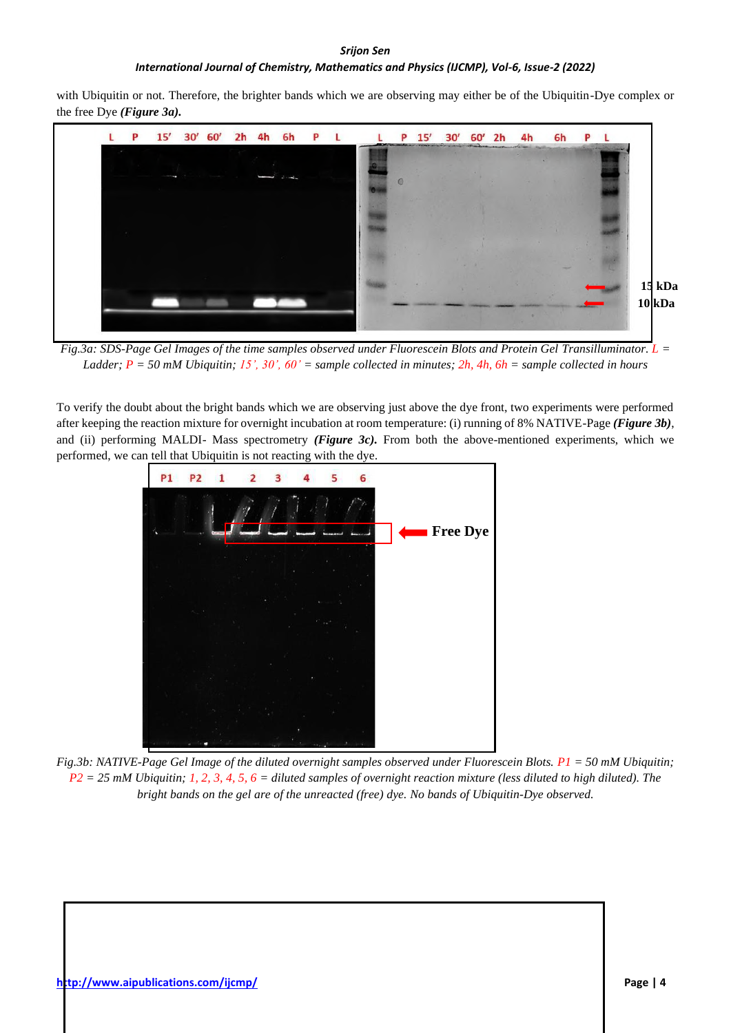with Ubiquitin or not. Therefore, the brighter bands which we are observing may either be of the Ubiquitin-Dye complex or the free Dye ***(Figure 3a).***

*Fig.3a: SDS-Page Gel Images of the time samples observed under Fluorescein Blots and Protein Gel Transilluminator. L = Ladder; P = 50 mM Ubiquitin; 15', 30', 60' = sample collected in minutes; 2h, 4h, 6h = sample collected in hours*

To verify the doubt about the bright bands which we are observing just above the dye front, two experiments were performed after keeping the reaction mixture for overnight incubation at room temperature: (i) running of 8% NATIVE-Page ***(Figure 3b)***, and (ii) performing MALDI- Mass spectrometry ***(Figure 3c).*** From both the above-mentioned experiments, which we performed, we can tell that Ubiquitin is not reacting with the dye.

*Fig.3b: NATIVE-Page Gel Image of the diluted overnight samples observed under Fluorescein Blots. P1 = 50 mM Ubiquitin; P2 = 25 mM Ubiquitin; 1, 2, 3, 4, 5, 6 = diluted samples of overnight reaction mixture (less diluted to high diluted). The bright bands on the gel are of the unreacted (free) dye. No bands of Ubiquitin-Dye observed.*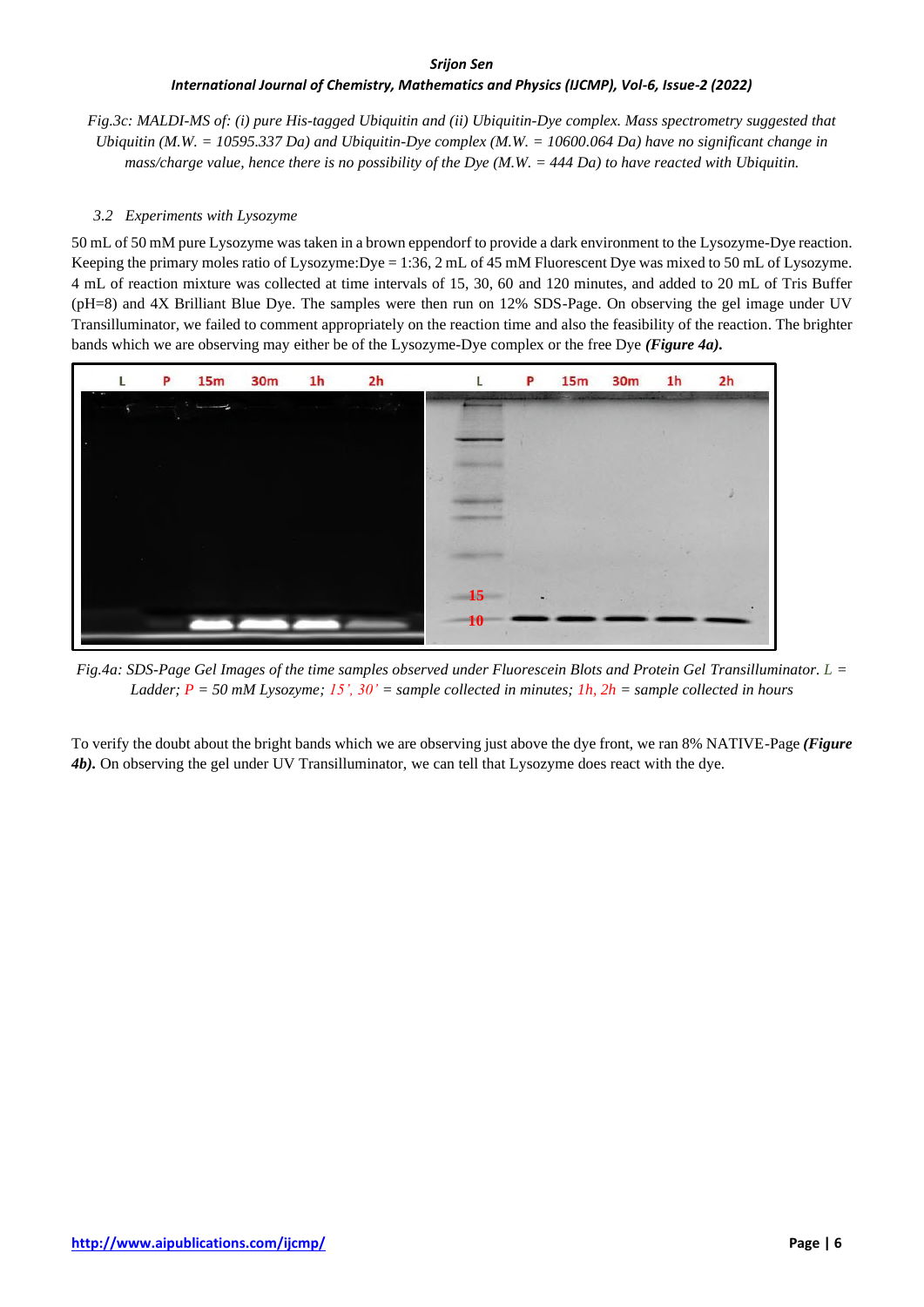*Fig.3c: MALDI-MS of: (i) pure His-tagged Ubiquitin and (ii) Ubiquitin-Dye complex. Mass spectrometry suggested that Ubiquitin (M.W. = 10595.337 Da) and Ubiquitin-Dye complex (M.W. = 10600.064 Da) have no significant change in mass/charge value, hence there is no possibility of the Dye (M.W. = 444 Da) to have reacted with Ubiquitin.*

### 3.2 Experiments with Lysozyme

50 mL of 50 mM pure Lysozyme was taken in a brown eppendorf to provide a dark environment to the Lysozyme-Dye reaction. Keeping the primary moles ratio of Lysozyme:Dye = 1:36, 2 mL of 45 mM Fluorescent Dye was mixed to 50 mL of Lysozyme. 4 mL of reaction mixture was collected at time intervals of 15, 30, 60 and 120 minutes, and added to 20 mL of Tris Buffer (pH=8) and 4X Brilliant Blue Dye. The samples were then run on 12% SDS-Page. On observing the gel image under UV Transilluminator, we failed to comment appropriately on the reaction time and also the feasibility of the reaction. The brighter bands which we are observing may either be of the Lysozyme-Dye complex or the free Dye ***(Figure 4a).***

*Fig.4a: SDS-Page Gel Images of the time samples observed under Fluorescein Blots and Protein Gel Transilluminator. L = Ladder; P = 50 mM Lysozyme; 15', 30' = sample collected in minutes; 1h, 2h = sample collected in hours*

To verify the doubt about the bright bands which we are observing just above the dye front, we ran 8% NATIVE-Page ***(Figure 4b).*** On observing the gel under UV Transilluminator, we can tell that Lysozyme does react with the dye.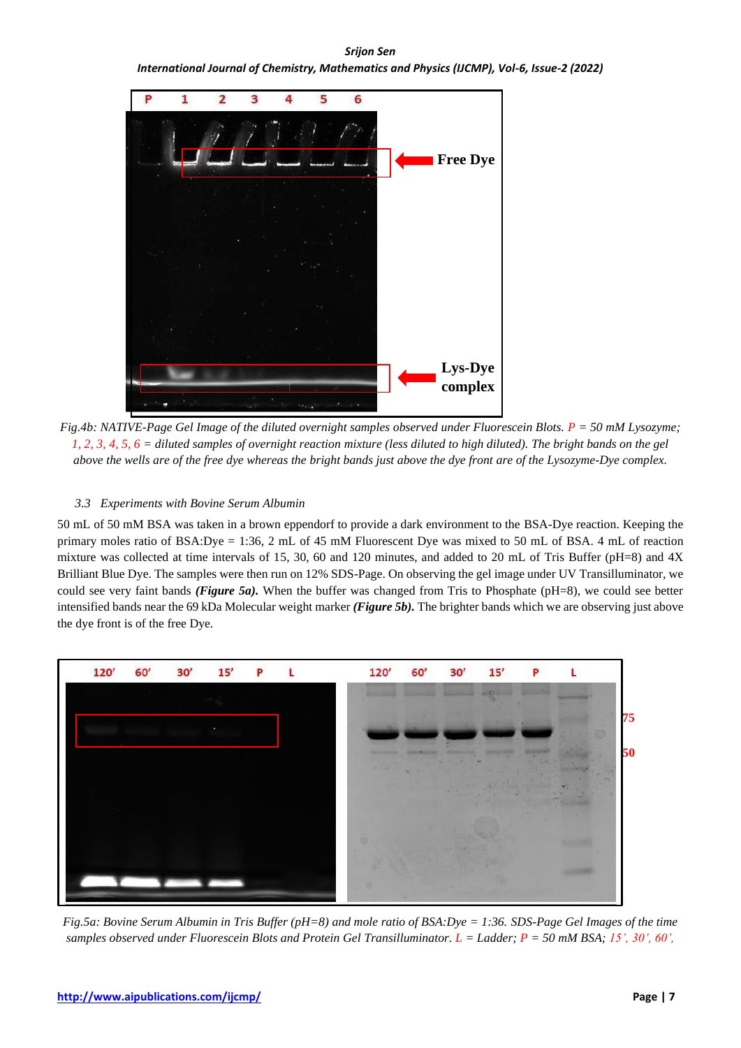*Fig.4b: NATIVE-Page Gel Image of the diluted overnight samples observed under Fluorescein Blots. P = 50 mM Lysozyme; 1, 2, 3, 4, 5, 6 = diluted samples of overnight reaction mixture (less diluted to high diluted). The bright bands on the gel above the wells are of the free dye whereas the bright bands just above the dye front are of the Lysozyme-Dye complex.*

### *3.3 Experiments with Bovine Serum Albumin*

50 mL of 50 mM BSA was taken in a brown eppendorf to provide a dark environment to the BSA-Dye reaction. Keeping the primary moles ratio of BSA:Dye = 1:36, 2 mL of 45 mM Fluorescent Dye was mixed to 50 mL of BSA. 4 mL of reaction mixture was collected at time intervals of 15, 30, 60 and 120 minutes, and added to 20 mL of Tris Buffer (pH=8) and 4X Brilliant Blue Dye. The samples were then run on 12% SDS-Page. On observing the gel image under UV Transilluminator, we could see very faint bands ***(Figure 5a).*** When the buffer was changed from Tris to Phosphate (pH=8), we could see better intensified bands near the 69 kDa Molecular weight marker ***(Figure 5b).*** The brighter bands which we are observing just above the dye front is of the free Dye.

*Fig.5a: Bovine Serum Albumin in Tris Buffer (pH=8) and mole ratio of BSA:Dye = 1:36. SDS-Page Gel Images of the time samples observed under Fluorescein Blots and Protein Gel Transilluminator. L = Ladder; P = 50 mM BSA; 15', 30', 60',*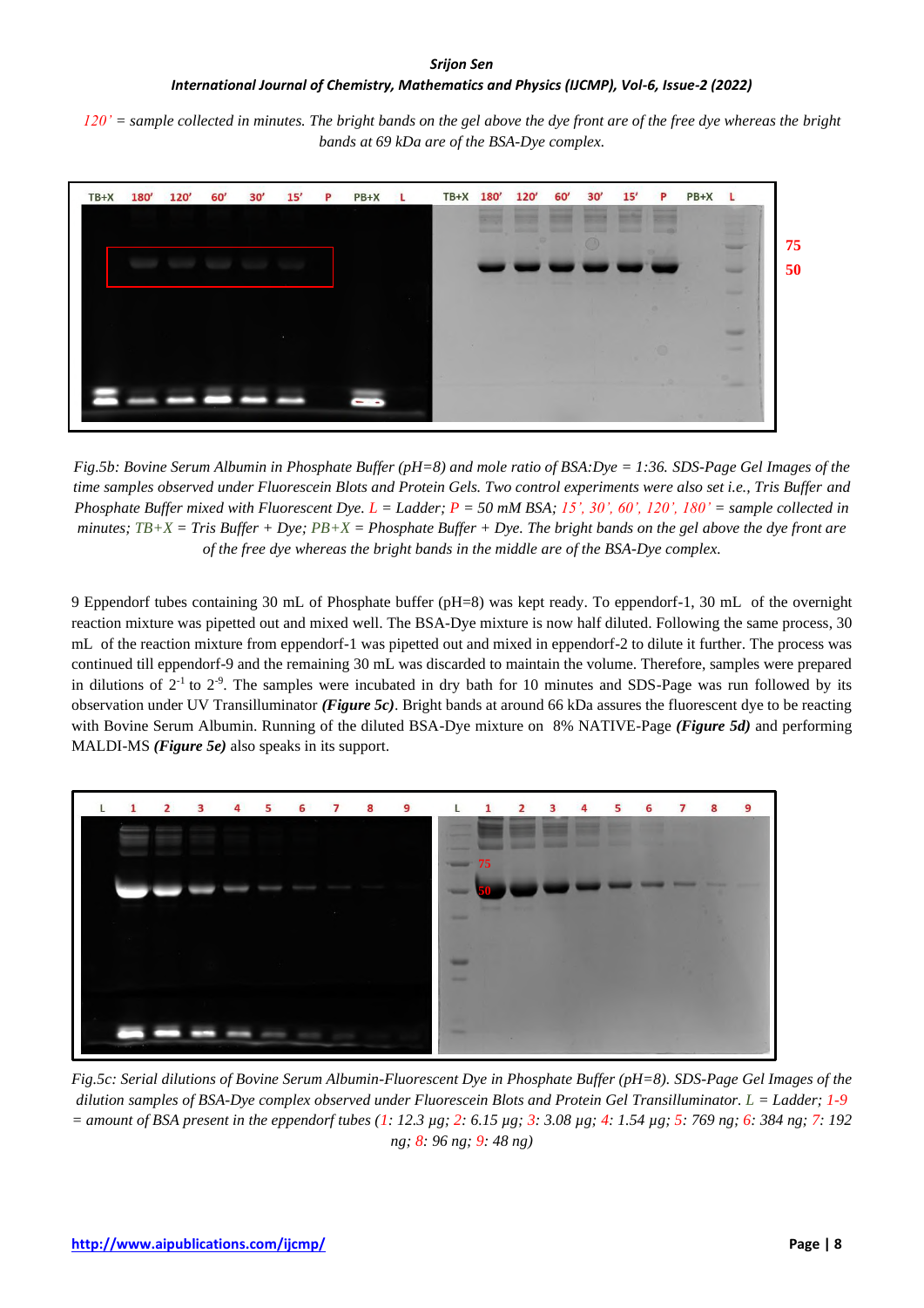*120' = sample collected in minutes. The bright bands on the gel above the dye front are of the free dye whereas the bright bands at 69 kDa are of the BSA-Dye complex.*

*Fig.5b: Bovine Serum Albumin in Phosphate Buffer (pH=8) and mole ratio of BSA:Dye = 1:36. SDS-Page Gel Images of the time samples observed under Fluorescein Blots and Protein Gels. Two control experiments were also set i.e., Tris Buffer and Phosphate Buffer mixed with Fluorescent Dye. L = Ladder; P = 50 mM BSA; 15', 30', 60', 120', 180' = sample collected in minutes; TB+X = Tris Buffer + Dye; PB+X = Phosphate Buffer + Dye. The bright bands on the gel above the dye front are of the free dye whereas the bright bands in the middle are of the BSA-Dye complex.*

9 Eppendorf tubes containing 30 mL of Phosphate buffer (pH=8) was kept ready. To eppendorf-1, 30 mL of the overnight reaction mixture was pipetted out and mixed well. The BSA-Dye mixture is now half diluted. Following the same process, 30 mL of the reaction mixture from eppendorf-1 was pipetted out and mixed in eppendorf-2 to dilute it further. The process was continued till eppendorf-9 and the remaining 30 mL was discarded to maintain the volume. Therefore, samples were prepared in dilutions of $2^{-1}$ to $2^{-9}$. The samples were incubated in dry bath for 10 minutes and SDS-Page was run followed by its observation under UV Transilluminator ***(Figure 5c)***. Bright bands at around 66 kDa assures the fluorescent dye to be reacting with Bovine Serum Albumin. Running of the diluted BSA-Dye mixture on 8% NATIVE-Page ***(Figure 5d)*** and performing MALDI-MS ***(Figure 5e)*** also speaks in its support.

*Fig.5c: Serial dilutions of Bovine Serum Albumin-Fluorescent Dye in Phosphate Buffer (pH=8). SDS-Page Gel Images of the dilution samples of BSA-Dye complex observed under Fluorescein Blots and Protein Gel Transilluminator. L = Ladder; 1-9 = amount of BSA present in the eppendorf tubes (1: 12.3 µg; 2: 6.15 µg; 3: 3.08 µg; 4: 1.54 µg; 5: 769 ng; 6: 384 ng; 7: 192 ng; 8: 96 ng; 9: 48 ng)*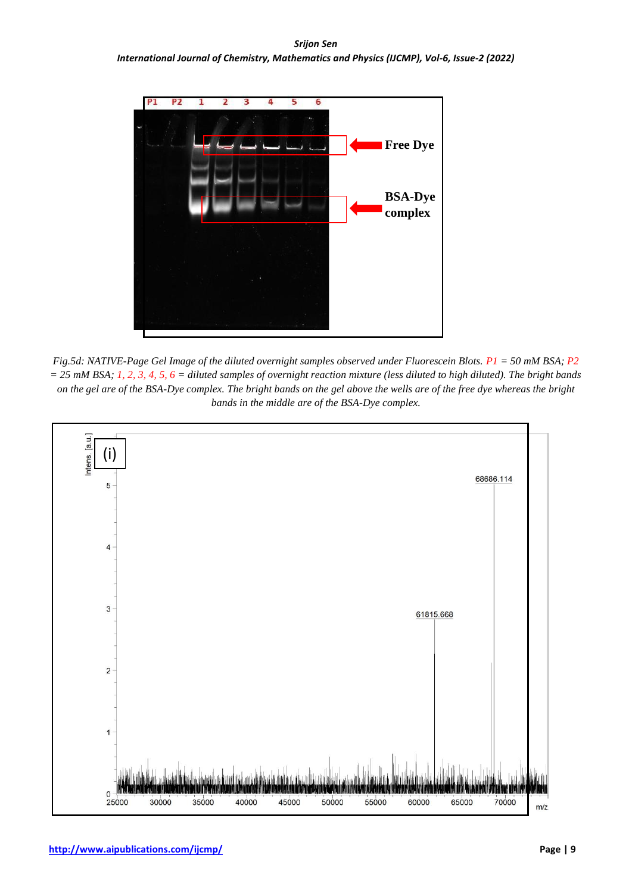*Fig.5d: NATIVE-Page Gel Image of the diluted overnight samples observed under Fluorescein Blots. P1 = 50 mM BSA; P2 = 25 mM BSA; 1, 2, 3, 4, 5, 6 = diluted samples of overnight reaction mixture (less diluted to high diluted). The bright bands on the gel are of the BSA-Dye complex. The bright bands on the gel above the wells are of the free dye whereas the bright bands in the middle are of the BSA-Dye complex.*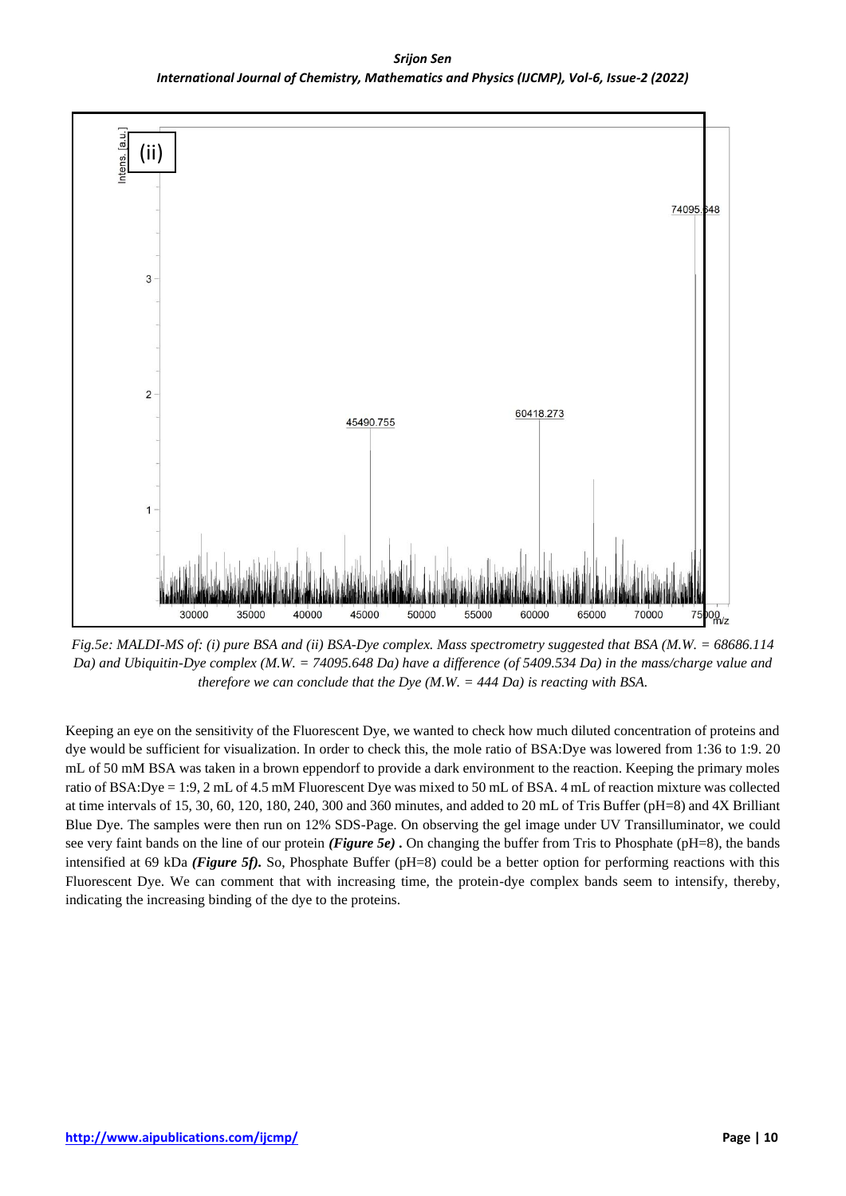*Fig.5e: MALDI-MS of: (i) pure BSA and (ii) BSA-Dye complex. Mass spectrometry suggested that BSA (M.W. = 68686.114 Da) and Ubiquitin-Dye complex (M.W. = 74095.648 Da) have a difference (of 5409.534 Da) in the mass/charge value and therefore we can conclude that the Dye (M.W. = 444 Da) is reacting with BSA.*

Keeping an eye on the sensitivity of the Fluorescent Dye, we wanted to check how much diluted concentration of proteins and dye would be sufficient for visualization. In order to check this, the mole ratio of BSA:Dye was lowered from 1:36 to 1:9. 20 mL of 50 mM BSA was taken in a brown eppendorf to provide a dark environment to the reaction. Keeping the primary moles ratio of BSA:Dye = 1:9, 2 mL of 4.5 mM Fluorescent Dye was mixed to 50 mL of BSA. 4 mL of reaction mixture was collected at time intervals of 15, 30, 60, 120, 180, 240, 300 and 360 minutes, and added to 20 mL of Tris Buffer (pH=8) and 4X Brilliant Blue Dye. The samples were then run on 12% SDS-Page. On observing the gel image under UV Transillumninator, we could see very faint bands on the line of our protein ***(Figure 5e)*** **.** On changing the buffer from Tris to Phosphate (pH=8), the bands intensified at 69 kDa ***(Figure 5f).*** So, Phosphate Buffer (pH=8) could be a better option for performing reactions with this Fluorescent Dye. We can comment that with increasing time, the protein-dye complex bands seem to intensify, thereby, indicating the increasing binding of the dye to the proteins.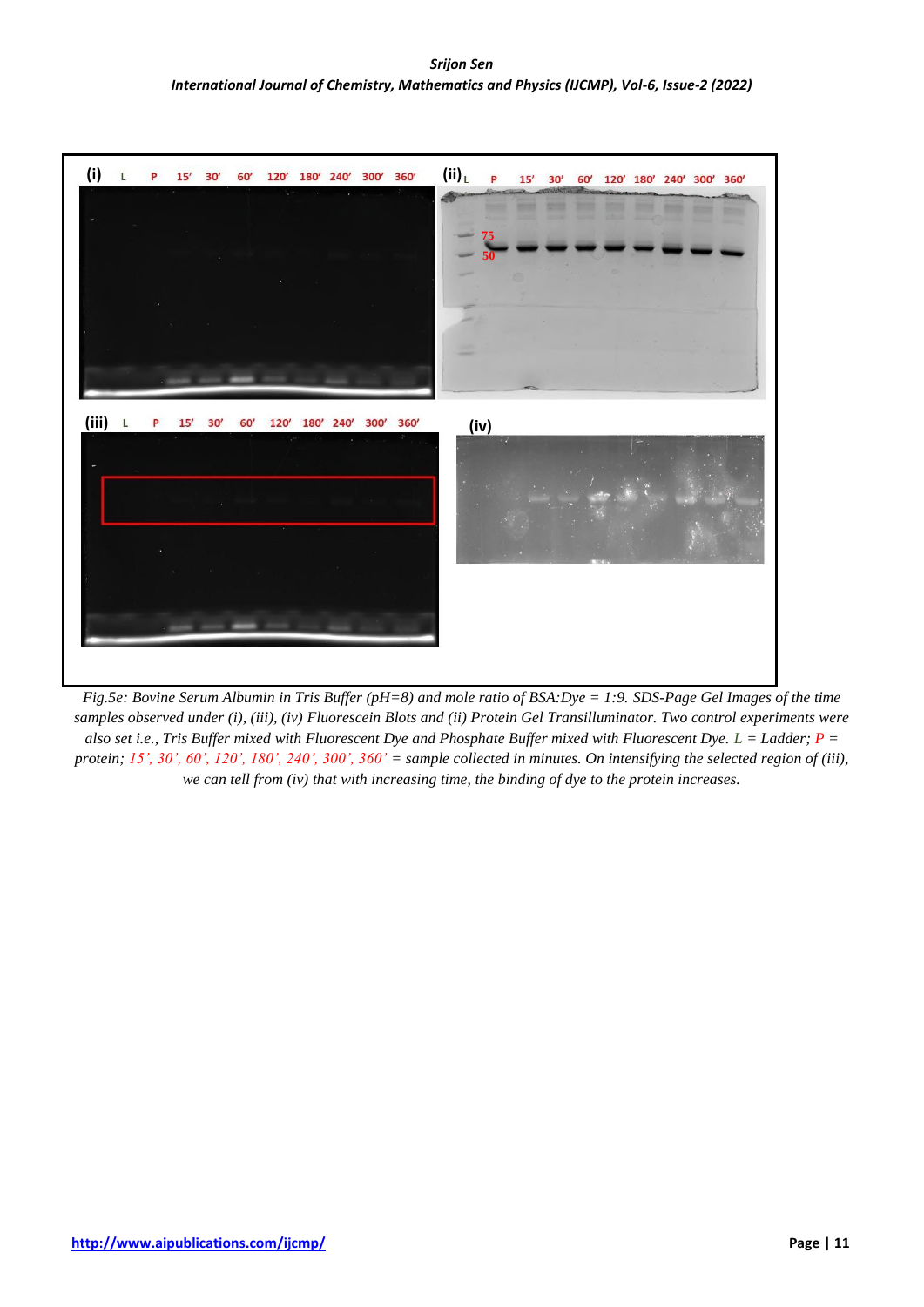Fig.5e: Bovine Serum Albumin in Tris Buffer (pH=8) and mole ratio of BSA:Dye = 1:9. SDS-Page Gel Images of the time samples observed under (i), (iii), (iv) Fluorescein Blots and (ii) Protein Gel Transilluminator. Two control experiments were also set i.e., Tris Buffer mixed with Fluorescent Dye and Phosphate Buffer mixed with Fluorescent Dye. L = Ladder; P = protein; 15', 30', 60', 120', 180', 240', 300', 360' = sample collected in minutes. On intensifying the selected region of (iii), we can tell from (iv) that with increasing time, the binding of dye to the protein increases.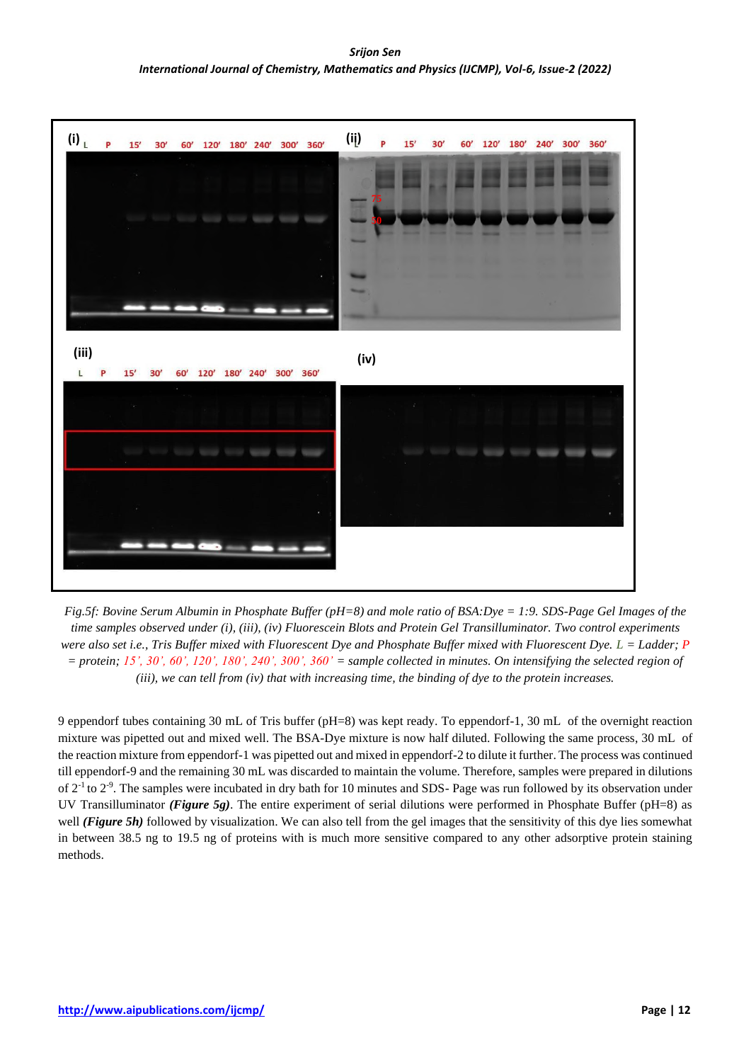*Fig.5f: Bovine Serum Albumin in Phosphate Buffer (pH=8) and mole ratio of BSA:Dye = 1:9. SDS-Page Gel Images of the time samples observed under (i), (iii), (iv) Fluorescein Blots and Protein Gel Transilluminator. Two control experiments were also set i.e., Tris Buffer mixed with Fluorescent Dye and Phosphate Buffer mixed with Fluorescent Dye. L = Ladder; P = protein; 15', 30', 60', 120', 180', 240', 300', 360' = sample collected in minutes. On intensifying the selected region of (iii), we can tell from (iv) that with increasing time, the binding of dye to the protein increases.*

9 eppendorf tubes containing 30 mL of Tris buffer (pH=8) was kept ready. To eppendorf-1, 30 mL of the overnight reaction mixture was pipetted out and mixed well. The BSA-Dye mixture is now half diluted. Following the same process, 30 mL of the reaction mixture from eppendorf-1 was pipetted out and mixed in eppendorf-2 to dilute it further. The process was continued till eppendorf-9 and the remaining 30 mL was discarded to maintain the volume. Therefore, samples were prepared in dilutions of $2^{-1}$ to $2^{-9}$. The samples were incubated in dry bath for 10 minutes and SDS- Page was run followed by its observation under UV Transilluminator ***(Figure 5g)***. The entire experiment of serial dilutions were performed in Phosphate Buffer (pH=8) as well ***(Figure 5h)*** followed by visualization. We can also tell from the gel images that the sensitivity of this dye lies somewhat in between 38.5 ng to 19.5 ng of proteins with is much more sensitive compared to any other adsorptive protein staining methods.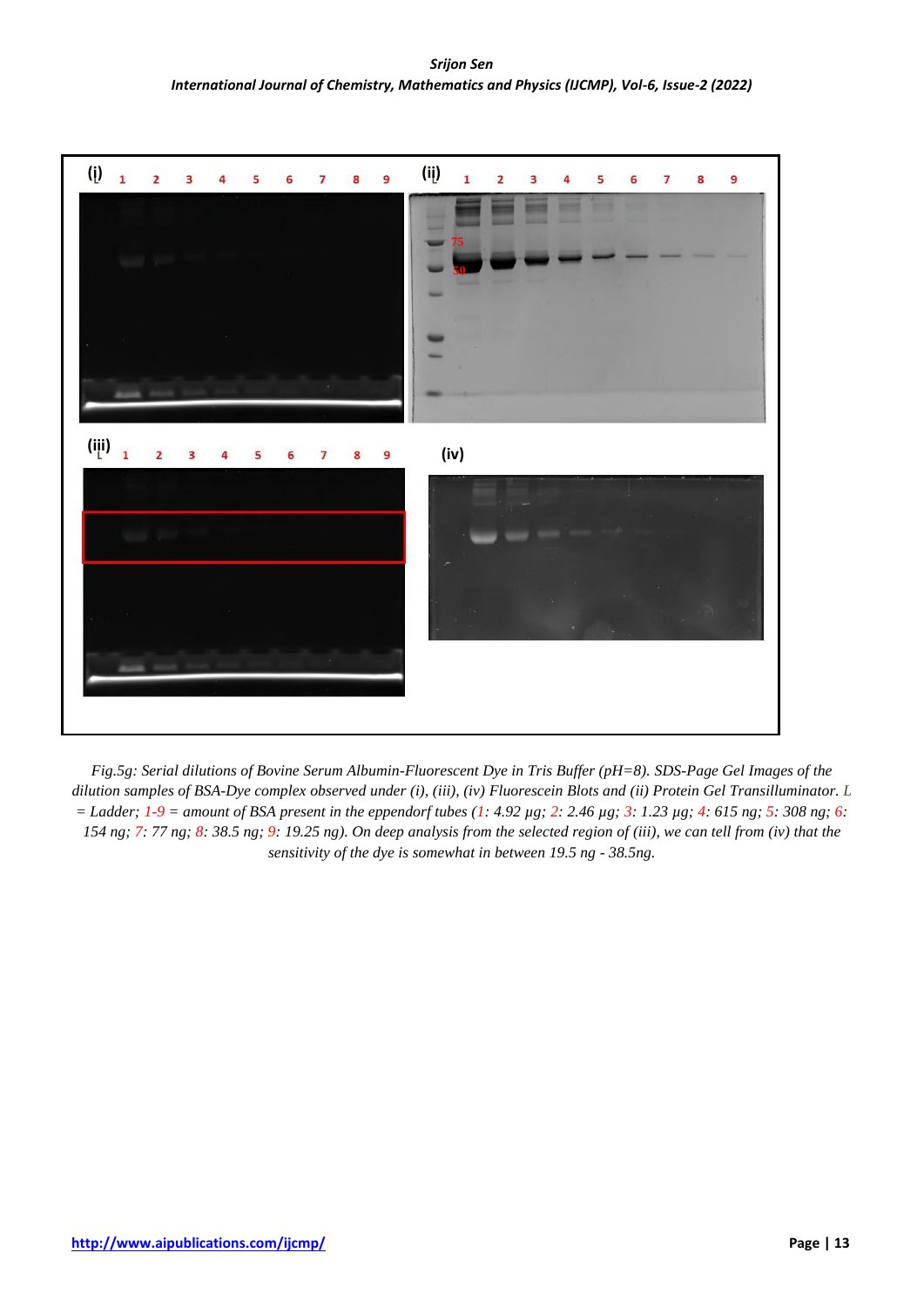*Fig.5g: Serial dilutions of Bovine Serum Albumin-Fluorescent Dye in Tris Buffer (pH=8). SDS-Page Gel Images of the dilution samples of BSA-Dye complex observed under (i), (iii), (iv) Fluorescein Blots and (ii) Protein Gel Transilluminator. L = Ladder; 1-9 = amount of BSA present in the eppendorf tubes (1: 4.92 µg; 2: 2.46 µg; 3: 1.23 µg; 4: 615 ng; 5: 308 ng; 6: 154 ng; 7: 77 ng; 8: 38.5 ng; 9: 19.25 ng). On deep analysis from the selected region of (iii), we can tell from (iv) that the sensitivity of the dye is somewhat in between 19.5 ng - 38.5ng.*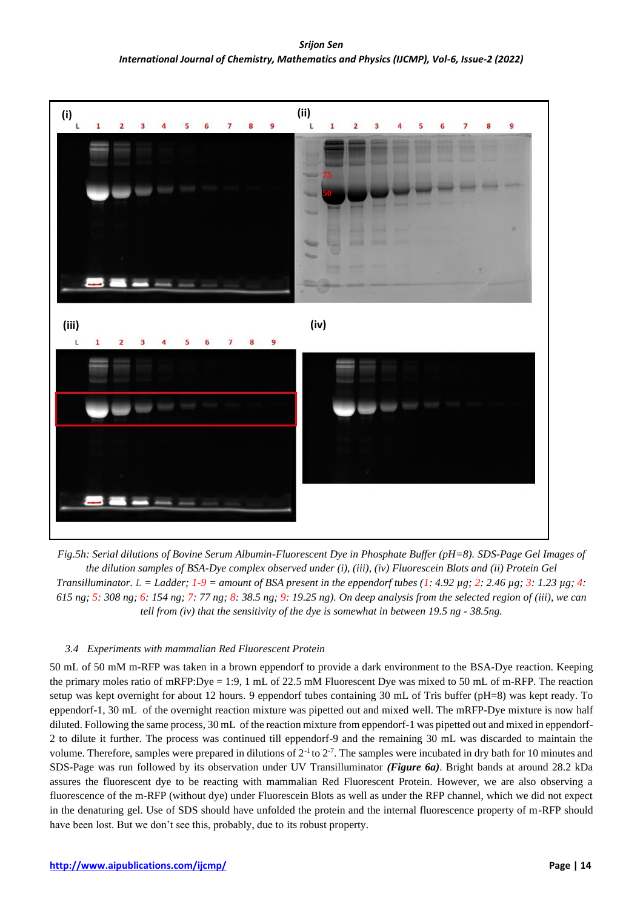*Fig.5h: Serial dilutions of Bovine Serum Albumin-Fluorescent Dye in Phosphate Buffer (pH=8). SDS-Page Gel Images of the dilution samples of BSA-Dye complex observed under (i), (iii), (iv) Fluorescein Blots and (ii) Protein Gel Transilluminator. L = Ladder; 1-9 = amount of BSA present in the eppendorf tubes (1: 4.92 µg; 2: 2.46 µg; 3: 1.23 µg; 4: 615 ng; 5: 308 ng; 6: 154 ng; 7: 77 ng; 8: 38.5 ng; 9: 19.25 ng). On deep analysis from the selected region of (iii), we can tell from (iv) that the sensitivity of the dye is somewhat in between 19.5 ng - 38.5ng.*

### *3.4 Experiments with mammalian Red Fluorescent Protein*

50 mL of 50 mM m-RFP was taken in a brown eppendorf to provide a dark environment to the BSA-Dye reaction. Keeping the primary moles ratio of mRFP:Dye = 1:9, 1 mL of 22.5 mM Fluorescent Dye was mixed to 50 mL of m-RFP. The reaction setup was kept overnight for about 12 hours. 9 eppendorf tubes containing 30 mL of Tris buffer (pH=8) was kept ready. To eppendorf-1, 30 mL of the overnight reaction mixture was pipetted out and mixed well. The mRFP-Dye mixture is now half diluted. Following the same process, 30 mL of the reaction mixture from eppendorf-1 was pipetted out and mixed in eppendorf-2 to dilute it further. The process was continued till eppendorf-9 and the remaining 30 mL was discarded to maintain the volume. Therefore, samples were prepared in dilutions of $2^{-1}$ to $2^{-7}$. The samples were incubated in dry bath for 10 minutes and SDS-Page was run followed by its observation under UV Transilluminator ***(Figure 6a)***. Bright bands at around 28.2 kDa assures the fluorescent dye to be reacting with mammalian Red Fluorescent Protein. However, we are also observing a fluorescence of the m-RFP (without dye) under Fluorescein Blots as well as under the RFP channel, which we did not expect in the denaturing gel. Use of SDS should have unfolded the protein and the internal fluorescence property of m-RFP should have been lost. But we don't see this, probably, due to its robust property.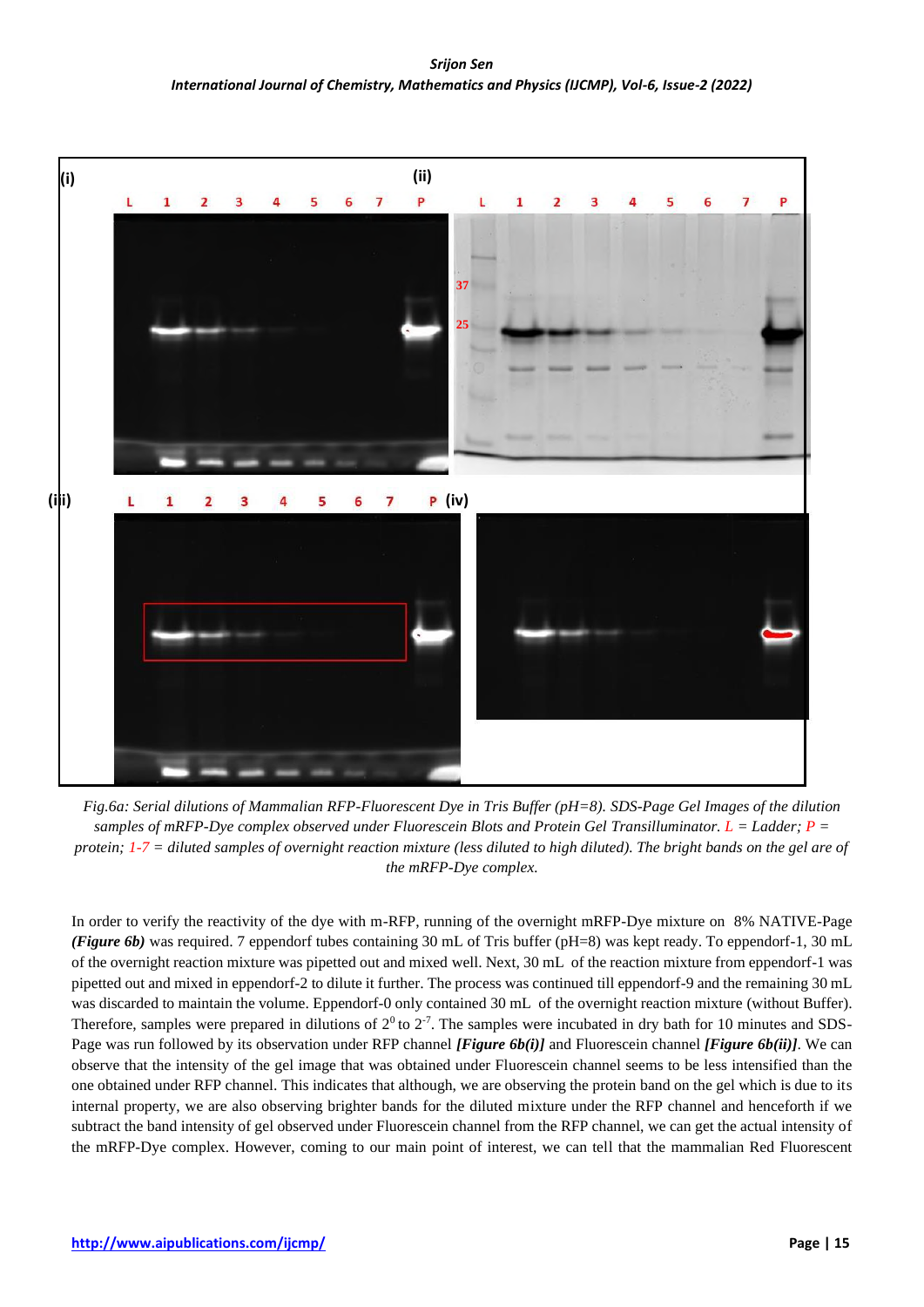*Fig.6a: Serial dilutions of Mammalian RFP-Fluorescent Dye in Tris Buffer (pH=8). SDS-Page Gel Images of the dilution samples of mRFP-Dye complex observed under Fluorescein Blots and Protein Gel Transilluminator. L = Ladder; P = protein; 1-7 = diluted samples of overnight reaction mixture (less diluted to high diluted). The bright bands on the gel are of the mRFP-Dye complex.*

In order to verify the reactivity of the dye with m-RFP, running of the overnight mRFP-Dye mixture on 8% NATIVE-Page ***(Figure 6b)*** was required. 7 eppendorf tubes containing 30 mL of Tris buffer (pH=8) was kept ready. To eppendorf-1, 30 mL of the overnight reaction mixture was pipetted out and mixed well. Next, 30 mL of the reaction mixture from eppendorf-1 was pipetted out and mixed in eppendorf-2 to dilute it further. The process was continued till eppendorf-9 and the remaining 30 mL was discarded to maintain the volume. Eppendorf-0 only contained 30 mL of the overnight reaction mixture (without Buffer). Therefore, samples were prepared in dilutions of $2^0$ to $2^{-7}$. The samples were incubated in dry bath for 10 minutes and SDS-Page was run followed by its observation under RFP channel ***[Figure 6b(i)]*** and Fluorescein channel ***[Figure 6b(ii)]***. We can observe that the intensity of the gel image that was obtained under Fluorescein channel seems to be less intensified than the one obtained under RFP channel. This indicates that although, we are observing the protein band on the gel which is due to its internal property, we are also observing brighter bands for the diluted mixture under the RFP channel and henceforth if we subtract the band intensity of gel observed under Fluorescein channel from the RFP channel, we can get the actual intensity of the mRFP-Dye complex. However, coming to our main point of interest, we can tell that the mammalian Red Fluorescent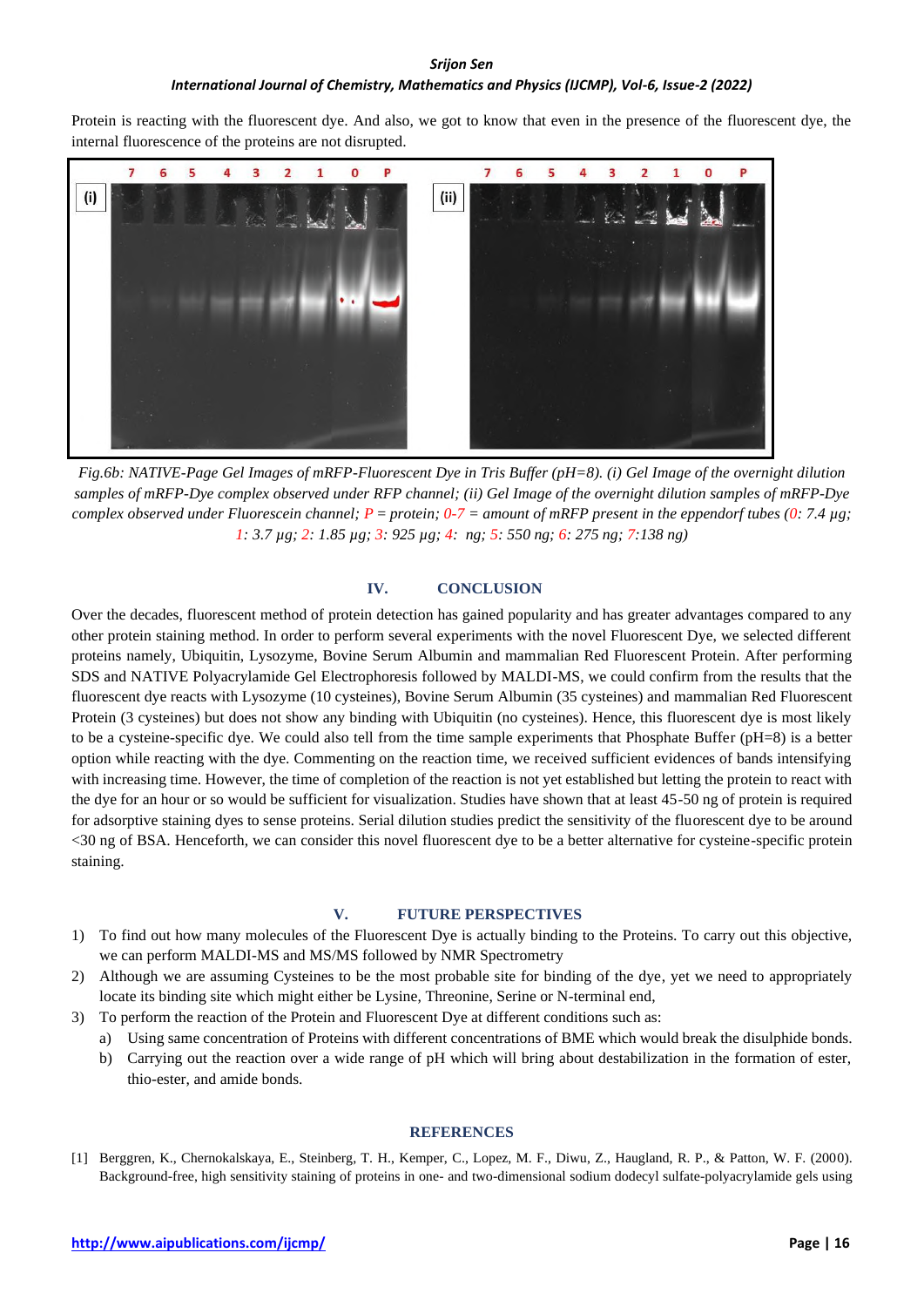Protein is reacting with the fluorescent dye. And also, we got to know that even in the presence of the fluorescent dye, the internal fluorescence of the proteins are not disrupted.

*Fig.6b: NATIVE-Page Gel Images of mRFP-Fluorescent Dye in Tris Buffer (pH=8). (i) Gel Image of the overnight dilution samples of mRFP-Dye complex observed under RFP channel; (ii) Gel Image of the overnight dilution samples of mRFP-Dye complex observed under Fluorescein channel; P = protein; 0-7 = amount of mRFP present in the eppendorf tubes (0: 7.4 µg; 1: 3.7 µg; 2: 1.85 µg; 3: 925 µg; 4: ng; 5: 550 ng; 6: 275 ng; 7:138 ng)*

## IV. CONCLUSION

Over the decades, fluorescent method of protein detection has gained popularity and has greater advantages compared to any other protein staining method. In order to perform several experiments with the novel Fluorescent Dye, we selected different proteins namely, Ubiquitin, Lysozyme, Bovine Serum Albumin and mammalian Red Fluorescent Protein. After performing SDS and NATIVE Polyacrylamide Gel Electrophoresis followed by MALDI-MS, we could confirm from the results that the fluorescent dye reacts with Lysozyme (10 cysteines), Bovine Serum Albumin (35 cysteines) and mammalian Red Fluorescent Protein (3 cysteines) but does not show any binding with Ubiquitin (no cysteines). Hence, this fluorescent dye is most likely to be a cysteine-specific dye. We could also tell from the time sample experiments that Phosphate Buffer (pH=8) is a better option while reacting with the dye. Commenting on the reaction time, we received sufficient evidences of bands intensifying with increasing time. However, the time of completion of the reaction is not yet established but letting the protein to react with the dye for an hour or so would be sufficient for visualization. Studies have shown that at least 45-50 ng of protein is required for adsorptive staining dyes to sense proteins. Serial dilution studies predict the sensitivity of the fluorescent dye to be around <30 ng of BSA. Henceforth, we can consider this novel fluorescent dye to be a better alternative for cysteine-specific protein staining.

## V. FUTURE PERSPECTIVES

1) To find out how many molecules of the Fluorescent Dye is actually binding to the Proteins. To carry out this objective, we can perform MALDI-MS and MS/MS followed by NMR Spectrometry
2) Although we are assuming Cysteines to be the most probable site for binding of the dye, yet we need to appropriately locate its binding site which might either be Lysine, Threonine, Serine or N-terminal end,
3) To perform the reaction of the Protein and Fluorescent Dye at different conditions such as:
   a) Using same concentration of Proteins with different concentrations of BME which would break the disulphide bonds.
   b) Carrying out the reaction over a wide range of pH which will bring about destabilization in the formation of ester, thio-ester, and amide bonds.

## REFERENCES

[1] Berggren, K., Chernokalskaya, E., Steinberg, T. H., Kemper, C., Lopez, M. F., Diwu, Z., Haugland, R. P., & Patton, W. F. (2000). Background-free, high sensitivity staining of proteins in one- and two-dimensional sodium dodecyl sulfate-polyacrylamide gels using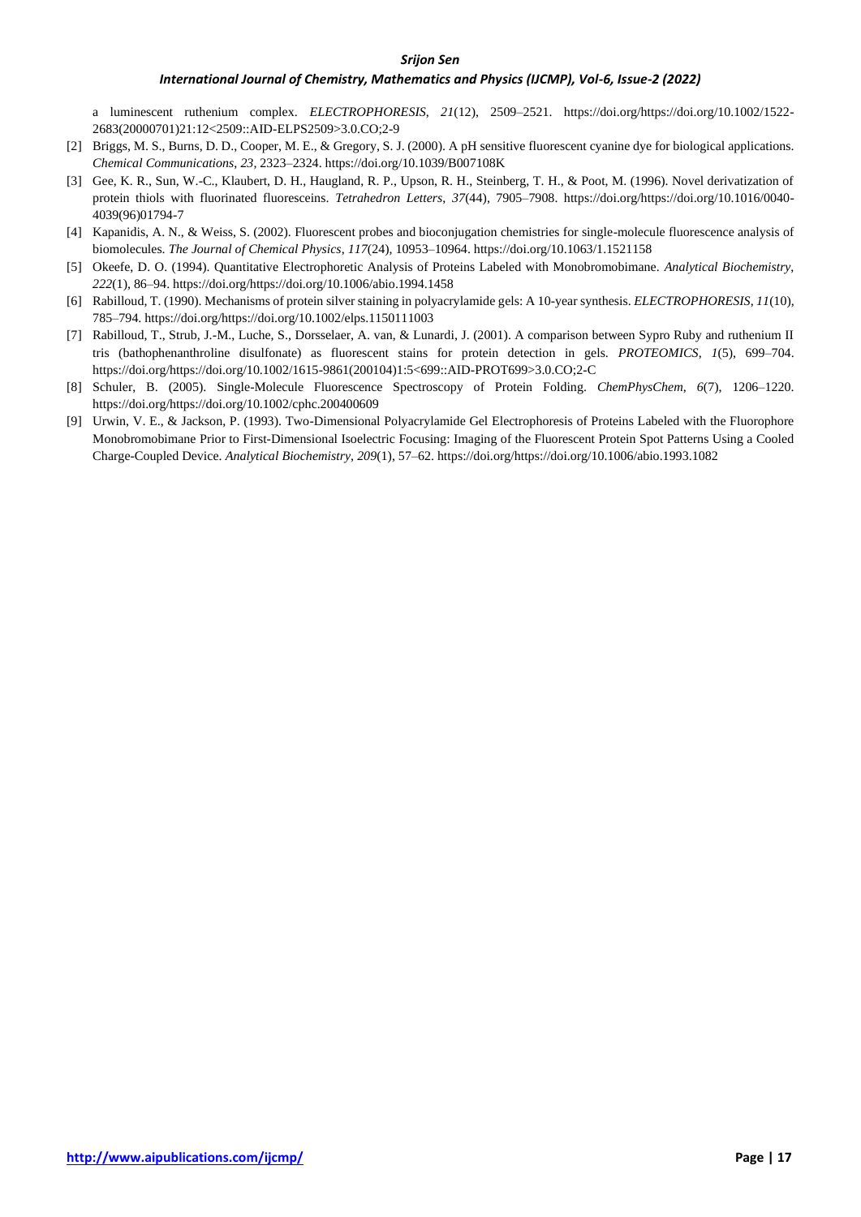a luminescent ruthenium complex. *ELECTROPHORESIS*, *21*(12), 2509–2521. https://doi.org/https://doi.org/10.1002/1522-2683(20000701)21:12<2509::AID-ELPS2509>3.0.CO;2-9

[2] Briggs, M. S., Burns, D. D., Cooper, M. E., & Gregory, S. J. (2000). A pH sensitive fluorescent cyanine dye for biological applications. *Chemical Communications*, *23*, 2323–2324. https://doi.org/10.1039/B007108K

[3] Gee, K. R., Sun, W.-C., Klaubert, D. H., Haugland, R. P., Upson, R. H., Steinberg, T. H., & Poot, M. (1996). Novel derivatization of protein thiols with fluorinated fluoresceins. *Tetrahedron Letters*, *37*(44), 7905–7908. https://doi.org/https://doi.org/10.1016/0040-4039(96)01794-7

[4] Kapanidis, A. N., & Weiss, S. (2002). Fluorescent probes and bioconjugation chemistries for single-molecule fluorescence analysis of biomolecules. *The Journal of Chemical Physics*, *117*(24), 10953–10964. https://doi.org/10.1063/1.1521158

[5] Okeefe, D. O. (1994). Quantitative Electrophoretic Analysis of Proteins Labeled with Monobromobimane. *Analytical Biochemistry*, *222*(1), 86–94. https://doi.org/https://doi.org/10.1006/abio.1994.1458

[6] Rabilloud, T. (1990). Mechanisms of protein silver staining in polyacrylamide gels: A 10-year synthesis. *ELECTROPHORESIS*, *11*(10), 785–794. https://doi.org/https://doi.org/10.1002/elps.1150111003

[7] Rabilloud, T., Strub, J.-M., Luche, S., Dorsselaer, A. van, & Lunardi, J. (2001). A comparison between Sypro Ruby and ruthenium II tris (bathophenanthroline disulfonate) as fluorescent stains for protein detection in gels. *PROTEOMICS*, *1*(5), 699–704. https://doi.org/https://doi.org/10.1002/1615-9861(200104)1:5<699::AID-PROT699>3.0.CO;2-C

[8] Schuler, B. (2005). Single-Molecule Fluorescence Spectroscopy of Protein Folding. *ChemPhysChem*, *6*(7), 1206–1220. https://doi.org/https://doi.org/10.1002/cphc.200400609

[9] Urwin, V. E., & Jackson, P. (1993). Two-Dimensional Polyacrylamide Gel Electrophoresis of Proteins Labeled with the Fluorophore Monobromobimane Prior to First-Dimensional Isoelectric Focusing: Imaging of the Fluorescent Protein Spot Patterns Using a Cooled Charge-Coupled Device. *Analytical Biochemistry*, *209*(1), 57–62. https://doi.org/https://doi.org/10.1006/abio.1993.1082